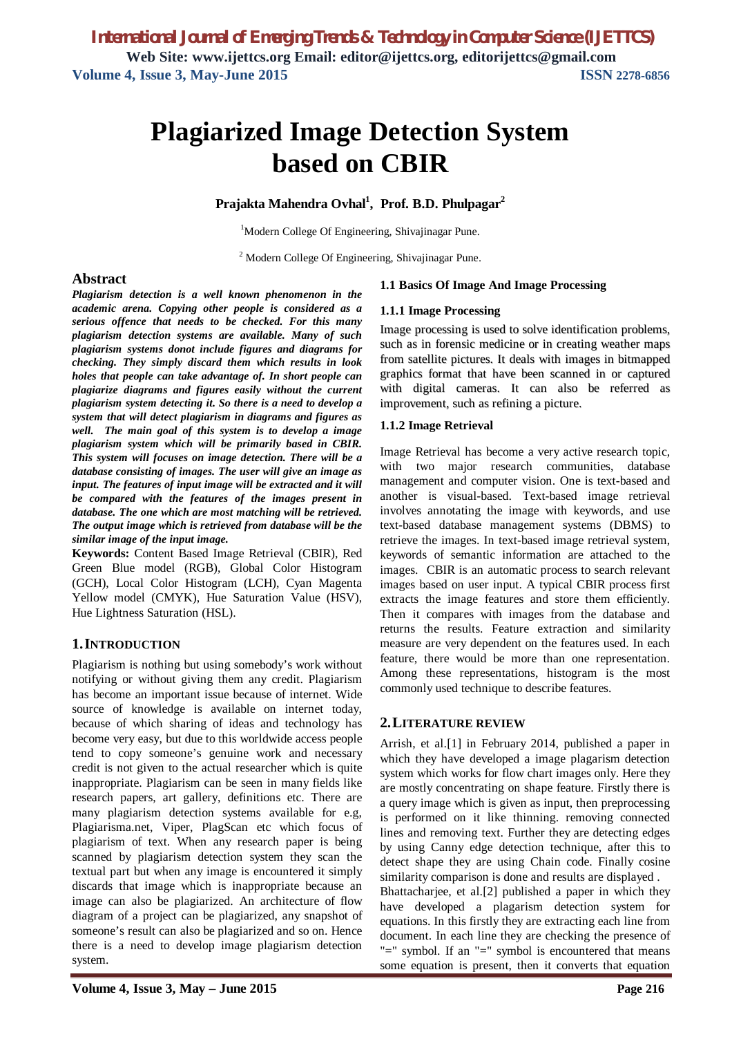# Plagiarized Image Detection System based on CBIR

**Prajakta Mahendra Ovhal[1], Prof. B.D. Phulpagar[2]**

[1]Modern College Of Engineering, Shivajinagar Pune.

[2] Modern College Of Engineering, Shivajinagar Pune.

## Abstract

***Plagiarism detection is a well known phenomenon in the academic arena. Copying other people is considered as a serious offence that needs to be checked. For this many plagiarism detection systems are available. Many of such plagiarism systems donot include figures and diagrams for checking. They simply discard them which results in look holes that people can take advantage of. In short people can plagiarize diagrams and figures easily without the current plagiarism system detecting it. So there is a need to develop a system that will detect plagiarism in diagrams and figures as well. The main goal of this system is to develop a image plagiarism system which will be primarily based in CBIR. This system will focuses on image detection. There will be a database consisting of images. The user will give an image as input. The features of input image will be extracted and it will be compared with the features of the images present in database. The one which are most matching will be retrieved. The output image which is retrieved from database will be the similar image of the input image.***

**Keywords:** Content Based Image Retrieval (CBIR), Red Green Blue model (RGB), Global Color Histogram (GCH), Local Color Histogram (LCH), Cyan Magenta Yellow model (CMYK), Hue Saturation Value (HSV), Hue Lightness Saturation (HSL).

## 1. INTRODUCTION

Plagiarism is nothing but using somebody's work without notifying or without giving them any credit. Plagiarism has become an important issue because of internet. Wide source of knowledge is available on internet today, because of which sharing of ideas and technology has become very easy, but due to this worldwide access people tend to copy someone's genuine work and necessary credit is not given to the actual researcher which is quite inappropriate. Plagiarism can be seen in many fields like research papers, art gallery, definitions etc. There are many plagiarism detection systems available for e.g, Plagiarisma.net, Viper, PlagScan etc which focus of plagiarism of text. When any research paper is being scanned by plagiarism detection system they scan the textual part but when any image is encountered it simply discards that image which is inappropriate because an image can also be plagiarized. An architecture of flow diagram of a project can be plagiarized, any snapshot of someone's result can also be plagiarized and so on. Hence there is a need to develop image plagiarism detection system.

### 1.1 Basics Of Image And Image Processing

#### 1.1.1 Image Processing

Image processing is used to solve identification problems, such as in forensic medicine or in creating weather maps from satellite pictures. It deals with images in bitmapped graphics format that have been scanned in or captured with digital cameras. It can also be referred as improvement, such as refining a picture.

#### 1.1.2 Image Retrieval

Image Retrieval has become a very active research topic, with two major research communities, database management and computer vision. One is text-based and another is visual-based. Text-based image retrieval involves annotating the image with keywords, and use text-based database management systems (DBMS) to retrieve the images. In text-based image retrieval system, keywords of semantic information are attached to the images. CBIR is an automatic process to search relevant images based on user input. A typical CBIR process first extracts the image features and store them efficiently. Then it compares with images from the database and returns the results. Feature extraction and similarity measure are very dependent on the features used. In each feature, there would be more than one representation. Among these representations, histogram is the most commonly used technique to describe features.

## 2. LITERATURE REVIEW

Arrish, et al.[1] in February 2014, published a paper in which they have developed a image plagarism detection system which works for flow chart images only. Here they are mostly concentrating on shape feature. Firstly there is a query image which is given as input, then preprocessing is performed on it like thinning. removing connected lines and removing text. Further they are detecting edges by using Canny edge detection technique, after this to detect shape they are using Chain code. Finally cosine similarity comparison is done and results are displayed .

Bhattacharjee, et al.[2] published a paper in which they have developed a plagarism detection system for equations. In this firstly they are extracting each line from document. In each line they are checking the presence of "=" symbol. If an "=" symbol is encountered that means some equation is present, then it converts that equation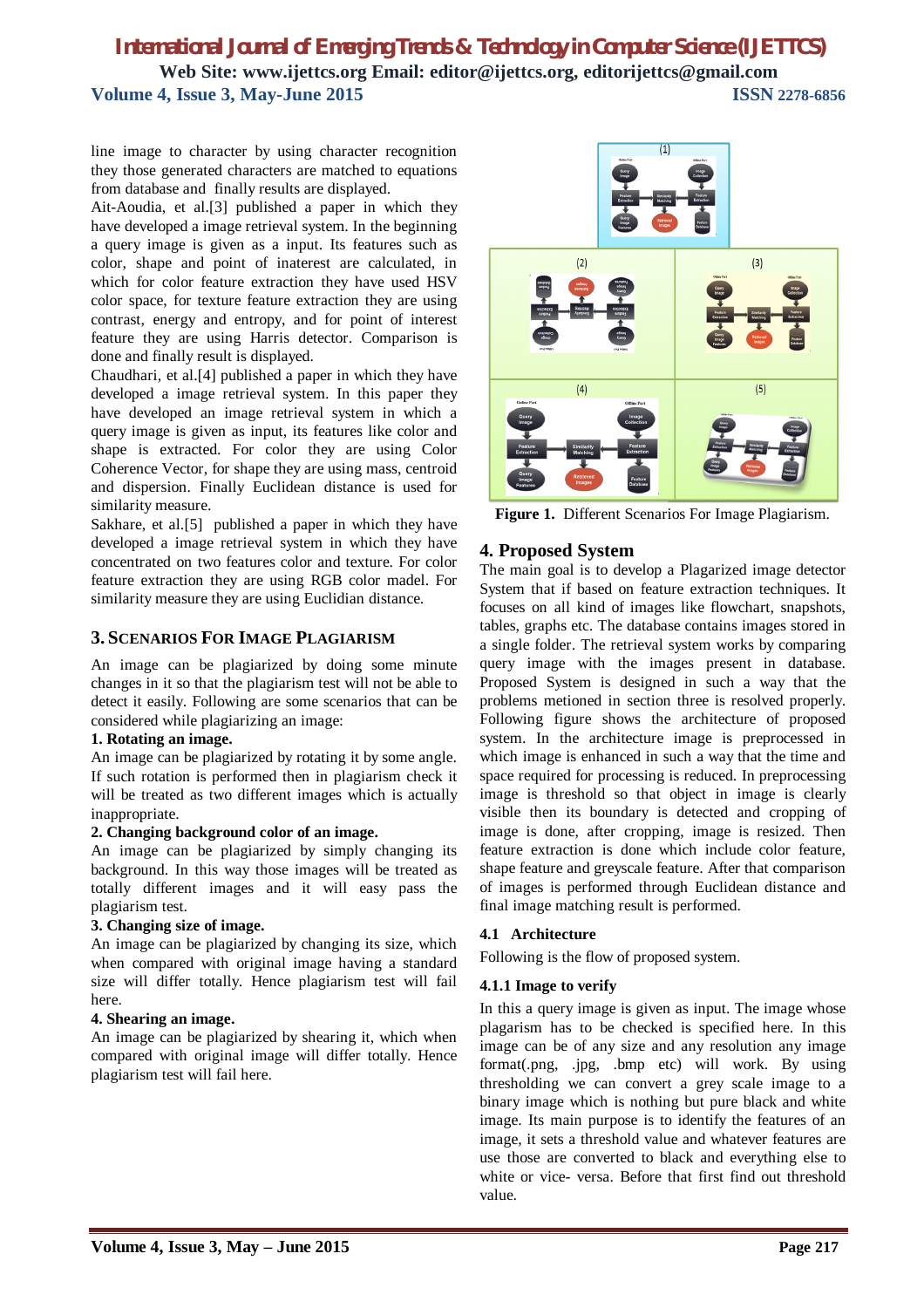line image to character by using character recognition they those generated characters are matched to equations from database and finally results are displayed.

Ait-Aoudia, et al.[3] published a paper in which they have developed a image retrieval system. In the beginning a query image is given as a input. Its features such as color, shape and point of inaterest are calculated, in which for color feature extraction they have used HSV color space, for texture feature extraction they are using contrast, energy and entropy, and for point of interest feature they are using Harris detector. Comparison is done and finally result is displayed.

Chaudhari, et al.[4] published a paper in which they have developed a image retrieval system. In this paper they have developed an image retrieval system in which a query image is given as input, its features like color and shape is extracted. For color they are using Color Coherence Vector, for shape they are using mass, centroid and dispersion. Finally Euclidean distance is used for similarity measure.

Sakhare, et al.[5] published a paper in which they have developed a image retrieval system in which they have concentrated on two features color and texture. For color feature extraction they are using RGB color madel. For similarity measure they are using Euclidian distance.

## 3. Scenarios For Image Plagiarism

An image can be plagiarized by doing some minute changes in it so that the plagiarism test will not be able to detect it easily. Following are some scenarios that can be considered while plagiarizing an image:

**1. Rotating an image.**

An image can be plagiarized by rotating it by some angle. If such rotation is performed then in plagiarism check it will be treated as two different images which is actually inappropriate.

**2. Changing background color of an image.**

An image can be plagiarized by simply changing its background. In this way those images will be treated as totally different images and it will easy pass the plagiarism test.

**3. Changing size of image.**

An image can be plagiarized by changing its size, which when compared with original image having a standard size will differ totally. Hence plagiarism test will fail here.

**4. Shearing an image.**

An image can be plagiarized by shearing it, which when compared with original image will differ totally. Hence plagiarism test will fail here.

**Figure 1.** Different Scenarios For Image Plagiarism.

## 4. Proposed System

The main goal is to develop a Plagarized image detector System that if based on feature extraction techniques. It focuses on all kind of images like flowchart, snapshots, tables, graphs etc. The database contains images stored in a single folder. The retrieval system works by comparing query image with the images present in database. Proposed System is designed in such a way that the problems metioned in section three is resolved properly. Following figure shows the architecture of proposed system. In the architecture image is preprocessed in which image is enhanced in such a way that the time and space required for processing is reduced. In preprocessing image is threshold so that object in image is clearly visible then its boundary is detected and cropping of image is done, after cropping, image is resized. Then feature extraction is done which include color feature, shape feature and greyscale feature. After that comparison of images is performed through Euclidean distance and final image matching result is performed.

### 4.1 Architecture

Following is the flow of proposed system.

#### 4.1.1 Image to verify

In this a query image is given as input. The image whose plagarism has to be checked is specified here. In this image can be of any size and any resolution any image format(.png, .jpg, .bmp etc) will work. By using thresholding we can convert a grey scale image to a binary image which is nothing but pure black and white image. Its main purpose is to identify the features of an image, it sets a threshold value and whatever features are use those are converted to black and everything else to white or vice- versa. Before that first find out threshold value.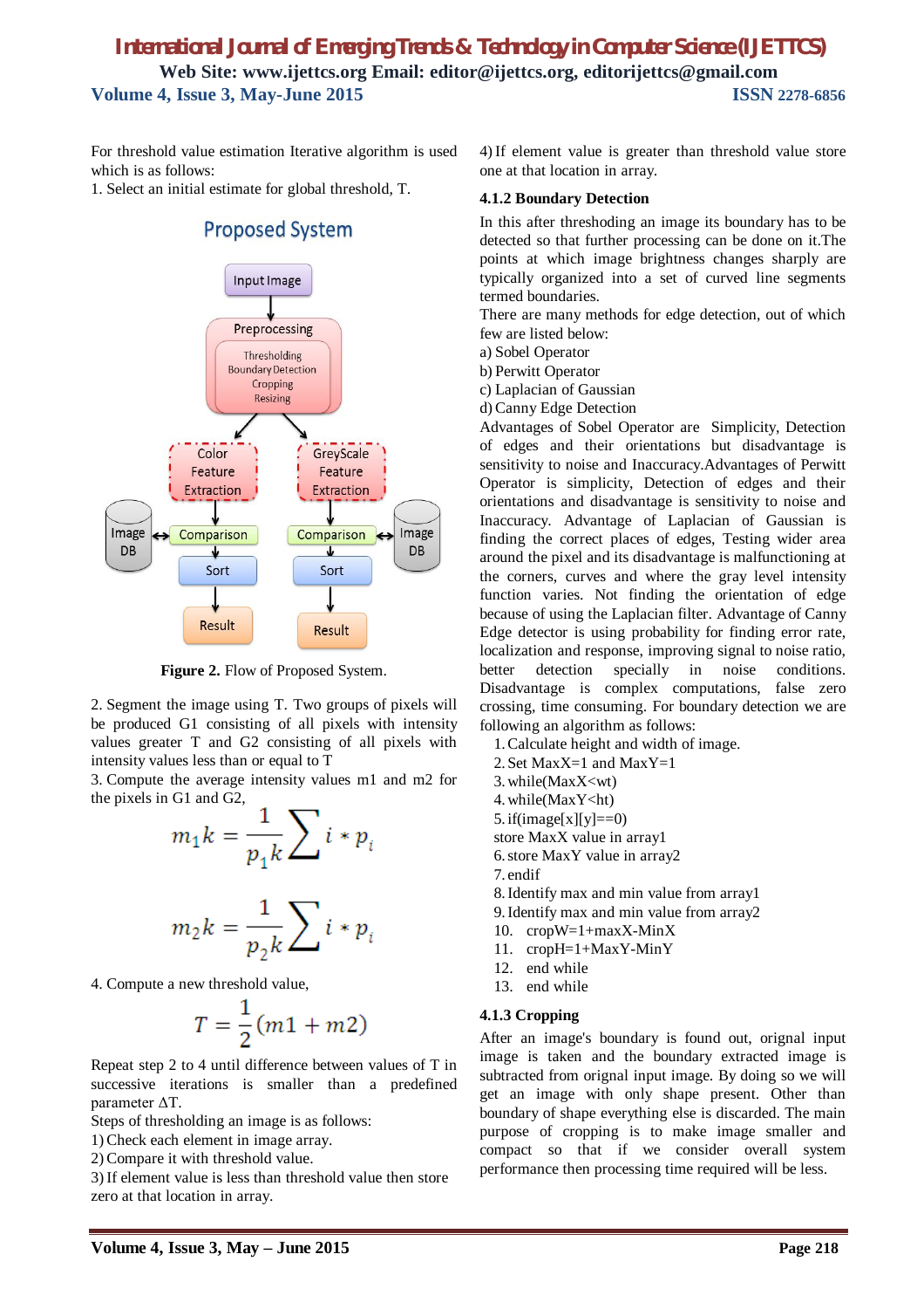For threshold value estimation Iterative algorithm is used which is as follows:

1. Select an initial estimate for global threshold, T.

Figure 2. Flow of Proposed System.

2. Segment the image using T. Two groups of pixels will be produced G1 consisting of all pixels with intensity values greater T and G2 consisting of all pixels with intensity values less than or equal to T

3. Compute the average intensity values m1 and m2 for the pixels in G1 and G2,

$$m_1k = \frac{1}{p_1k}\sum i * p_i$$

$$m_2k = \frac{1}{p_2k}\sum i * p_i$$

4. Compute a new threshold value,

$$T = \frac{1}{2}(m1 + m2)$$

Repeat step 2 to 4 until difference between values of T in successive iterations is smaller than a predefined parameter $\Delta T$.

Steps of thresholding an image is as follows:

1) Check each element in image array.
2) Compare it with threshold value.
3) If element value is less than threshold value then store zero at that location in array.
4) If element value is greater than threshold value store one at that location in array.

### 4.1.2 Boundary Detection

In this after thresholding an image its boundary has to be detected so that further processing can be done on it.The points at which image brightness changes sharply are typically organized into a set of curved line segments termed boundaries.

There are many methods for edge detection, out of which few are listed below:

a) Sobel Operator
b) Perwitt Operator
c) Laplacian of Gaussian
d) Canny Edge Detection

Advantages of Sobel Operator are Simplicity, Detection of edges and their orientations but disadvantage is sensitivity to noise and Inaccuracy.Advantages of Perwitt Operator is simplicity, Detection of edges and their orientations and disadvantage is sensitivity to noise and Inaccuracy. Advantage of Laplacian of Gaussian is finding the correct places of edges, Testing wider area around the pixel and its disadvantage is malfunctioning at the corners, curves and where the gray level intensity function varies. Not finding the orientation of edge because of using the Laplacian filter. Advantage of Canny Edge detector is using probability for finding error rate, localization and response, improving signal to noise ratio, better detection specially in noise conditions. Disadvantage is complex computations, false zero crossing, time consuming. For boundary detection we are following an algorithm as follows:

1. Calculate height and width of image.
2. Set MaxX=1 and MaxY=1
3. while(MaxX<wt)
4. while(MaxY<ht)
5. if(image[x][y]==0)
   store MaxX value in array1
6. store MaxY value in array2
7. endif
8. Identify max and min value from array1
9. Identify max and min value from array2
10. cropW=1+maxX-MinX
11. cropH=1+MaxY-MinY
12. end while
13. end while

### 4.1.3 Cropping

After an image's boundary is found out, orignal input image is taken and the boundary extracted image is subtracted from orignal input image. By doing so we will get an image with only shape present. Other than boundary of shape everything else is discarded. The main purpose of cropping is to make image smaller and compact so that if we consider overall system performance then processing time required will be less.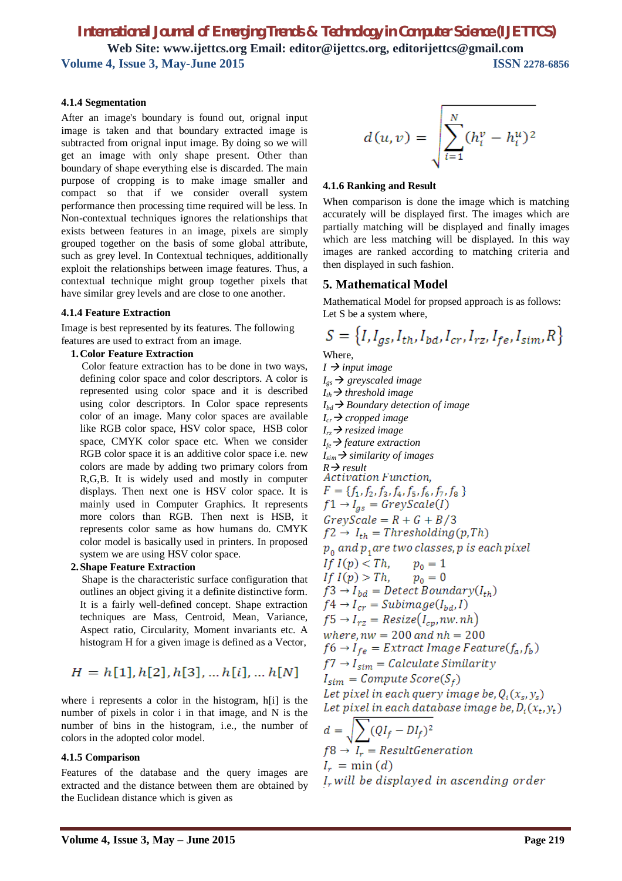### 4.1.4 Segmentation

After an image's boundary is found out, orignal input image is taken and that boundary extracted image is subtracted from orignal input image. By doing so we will get an image with only shape present. Other than boundary of shape everything else is discarded. The main purpose of cropping is to make image smaller and compact so that if we consider overall system performance then processing time required will be less. In Non-contextual techniques ignores the relationships that exists between features in an image, pixels are simply grouped together on the basis of some global attribute, such as grey level. In Contextual techniques, additionally exploit the relationships between image features. Thus, a contextual technique might group together pixels that have similar grey levels and are close to one another.

### 4.1.4 Feature Extraction

Image is best represented by its features. The following features are used to extract from an image.

1. **Color Feature Extraction**

   Color feature extraction has to be done in two ways, defining color space and color descriptors. A color is represented using color space and it is described using color descriptors. In Color space represents color of an image. Many color spaces are available like RGB color space, HSV color space, HSB color space, CMYK color space etc. When we consider RGB color space it is an additive color space i.e. new colors are made by adding two primary colors from R,G,B. It is widely used and mostly used in computer displays. Then next one is HSV color space. It is mainly used in Computer Graphics. It represents more colors than RGB. Then next is HSB, it represents color same as how humans do. CMYK color model is basically used in printers. In proposed system we are using HSV color space.

2. **Shape Feature Extraction**

   Shape is the characteristic surface configuration that outlines an object giving it a definite distinctive form. It is a fairly well-defined concept. Shape extraction techniques are Mass, Centroid, Mean, Variance, Aspect ratio, Circularity, Moment invariants etc. A histogram H for a given image is defined as a Vector,

$$H = h[1], h[2], h[3], \ldots h[i], \ldots h[N]$$

where i represents a color in the histogram, h[i] is the number of pixels in color i in that image, and N is the number of bins in the histogram, i.e., the number of colors in the adopted color model.

### 4.1.5 Comparison

Features of the database and the query images are extracted and the distance between them are obtained by the Euclidean distance which is given as

$$d(u, v) = \sqrt{\sum_{i=1}^{N} (h_i^v - h_i^u)^2}$$

### 4.1.6 Ranking and Result

When comparison is done the image which is matching accurately will be displayed first. The images which are partially matching will be displayed and finally images which are less matching will be displayed. In this way images are ranked according to matching criteria and then displayed in such fashion.

## 5. Mathematical Model

Mathematical Model for propsed approach is as follows:
Let S be a system where,

$$S = \{I, I_{gs}, I_{th}, I_{bd}, I_{cr}, I_{rz}, I_{fe}, I_{sim}, R\}$$

Where,

*$I \rightarrow$ input image*
*$I_{gs} \rightarrow$ greyscaled image*
*$I_{th} \rightarrow$ threshold image*
*$I_{bd} \rightarrow$ Boundary detection of image*
*$I_{cr} \rightarrow$ cropped image*
*$I_{rz} \rightarrow$ resized image*
*$I_{fe} \rightarrow$ feature extraction*
*$I_{sim} \rightarrow$ similarity of images*
*$R \rightarrow$ result*

*Activation Function,*

$F = \{f_1, f_2, f_3, f_4, f_5, f_6, f_7, f_8\}$

$f1 \rightarrow I_{gs} = GreyScale(I)$

$GreyScale = R + G + B/3$

$f2 \rightarrow I_{th} = Thresholding(p, Th)$

$p_0$ and $p_1$ are two classes, p is each pixel

$If\ I(p) < Th, \quad p_0 = 1$

$If\ I(p) > Th, \quad p_0 = 0$

$f3 \rightarrow I_{bd} = Detect\ Boundary(I_{th})$

$f4 \rightarrow I_{cr} = Subimage(I_{bd}, I)$

$f5 \rightarrow I_{rz} = Resize(I_{cp}, nw.nh)$

$where, nw = 200\ and\ nh = 200$

$f6 \rightarrow I_{fe} = Extract\ Image\ Feature(f_a, f_b)$

$f7 \rightarrow I_{sim} = Calculate\ Similarity$

$I_{sim} = Compute\ Score(S_f)$

$Let\ pixel\ in\ each\ query\ image\ be, Q_i(x_s, y_s)$

$Let\ pixel\ in\ each\ database\ image\ be, D_i(x_t, y_t)$

$$d = \sqrt{\sum (QI_f - DI_f)^2}$$

$f8 \rightarrow I_r = ResultGeneration$

$I_r = \min(d)$

$I_r$ *will be displayed in ascending order*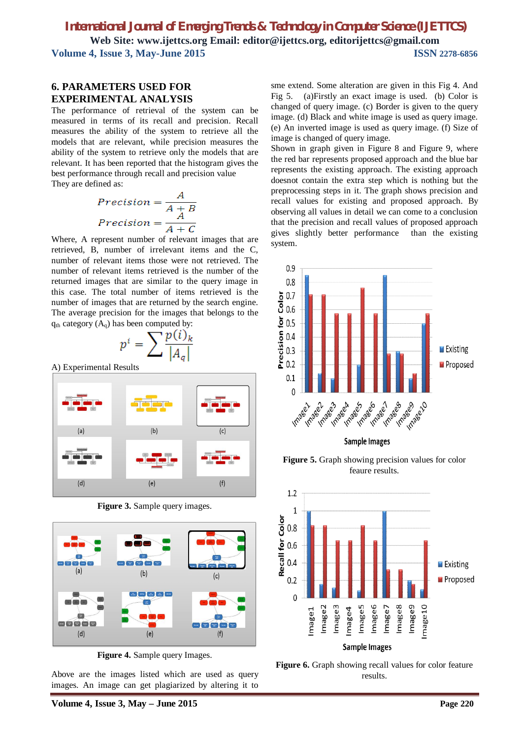## 6. PARAMETERS USED FOR EXPERIMENTAL ANALYSIS

The performance of retrieval of the system can be measured in terms of its recall and precision. Recall measures the ability of the system to retrieve all the models that are relevant, while precision measures the ability of the system to retrieve only the models that are relevant. It has been reported that the histogram gives the best performance through recall and precision value

They are defined as:

$$Precision = \frac{A}{A+B}$$

$$Precision = \frac{A}{A+C}$$

Where, A represent number of relevant images that are retrieved, B, number of irrelevant items and the C, number of relevant items those were not retrieved. The number of relevant items retrieved is the number of the returned images that are similar to the query image in this case. The total number of items retrieved is the number of images that are returned by the search engine. The average precision for the images that belongs to the $q_{th}$ category ($A_q$) has been computed by:

$$p^i = \sum \frac{p(i)_k}{|A_q|}$$

A) Experimental Results

Figure 3. Sample query images.

Figure 4. Sample query Images.

Above are the images listed which are used as query images. An image can get plagiarized by altering it to sme extend. Some alteration are given in this Fig 4. And Fig 5. (a)Firstly an exact image is used. (b) Color is changed of query image. (c) Border is given to the query image. (d) Black and white image is used as query image. (e) An inverted image is used as query image. (f) Size of image is changed of query image.

Shown in graph given in Figure 8 and Figure 9, where the red bar represents proposed approach and the blue bar represents the existing approach. The existing approach doesnot contain the extra step which is nothing but the preprocessing steps in it. The graph shows precision and recall values for existing and proposed approach. By observing all values in detail we can come to a conclusion that the precision and recall values of proposed approach gives slightly better performance than the existing system.

**Figure 5.** Graph showing precision values for color feaure results.

**Figure 6.** Graph showing recall values for color feature results.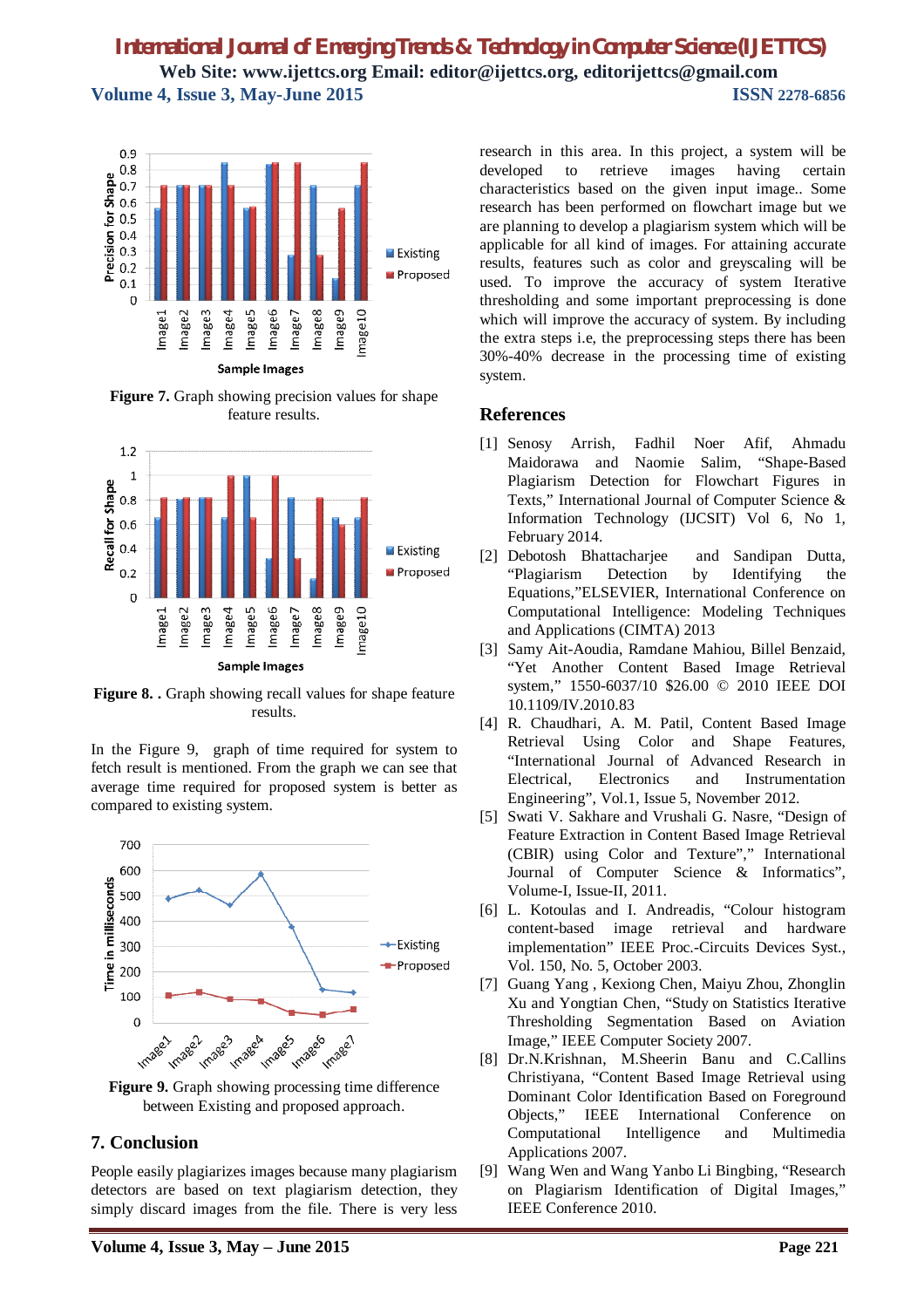**Figure 7.** Graph showing precision values for shape feature results.

**Figure 8. .** Graph showing recall values for shape feature results.

In the Figure 9, graph of time required for system to fetch result is mentioned. From the graph we can see that average time required for proposed system is better as compared to existing system.

**Figure 9.** Graph showing processing time difference between Existing and proposed approach.

## 7. Conclusion

People easily plagiarizes images because many plagiarism detectors are based on text plagiarism detection, they simply discard images from the file. There is very less research in this area. In this project, a system will be developed to retrieve images having certain characteristics based on the given input image.. Some research has been performed on flowchart image but we are planning to develop a plagiarism system which will be applicable for all kind of images. For attaining accurate results, features such as color and greyscaling will be used. To improve the accuracy of system Iterative thresholding and some important preprocessing is done which will improve the accuracy of system. By including the extra steps i.e, the preprocessing steps there has been 30%-40% decrease in the processing time of existing system.

## References

[1] Senosy Arrish, Fadhil Noer Afif, Ahmadu Maidorawa and Naomie Salim, "Shape-Based Plagiarism Detection for Flowchart Figures in Texts," International Journal of Computer Science & Information Technology (IJCSIT) Vol 6, No 1, February 2014.

[2] Debotosh Bhattacharjee and Sandipan Dutta, "Plagiarism Detection by Identifying the Equations,"ELSEVIER, International Conference on Computational Intelligence: Modeling Techniques and Applications (CIMTA) 2013

[3] Samy Ait-Aoudia, Ramdane Mahiou, Billel Benzaid, "Yet Another Content Based Image Retrieval system," 1550-6037/10 $26.00 © 2010 IEEE DOI 10.1109/IV.2010.83

[4] R. Chaudhari, A. M. Patil, Content Based Image Retrieval Using Color and Shape Features, "International Journal of Advanced Research in Electrical, Electronics and Instrumentation Engineering", Vol.1, Issue 5, November 2012.

[5] Swati V. Sakhare and Vrushali G. Nasre, "Design of Feature Extraction in Content Based Image Retrieval (CBIR) using Color and Texture"," International Journal of Computer Science & Informatics", Volume-I, Issue-II, 2011.

[6] L. Kotoulas and I. Andreadis, "Colour histogram content-based image retrieval and hardware implementation" IEEE Proc.-Circuits Devices Syst., Vol. 150, No. 5, October 2003.

[7] Guang Yang , Kexiong Chen, Maiyu Zhou, Zhonglin Xu and Yongtian Chen, "Study on Statistics Iterative Thresholding Segmentation Based on Aviation Image," IEEE Computer Society 2007.

[8] Dr.N.Krishnan, M.Sheerin Banu and C.Callins Christiyana, "Content Based Image Retrieval using Dominant Color Identification Based on Foreground Objects," IEEE International Conference on Computational Intelligence and Multimedia Applications 2007.

[9] Wang Wen and Wang Yanbo Li Bingbing, "Research on Plagiarism Identification of Digital Images," IEEE Conference 2010.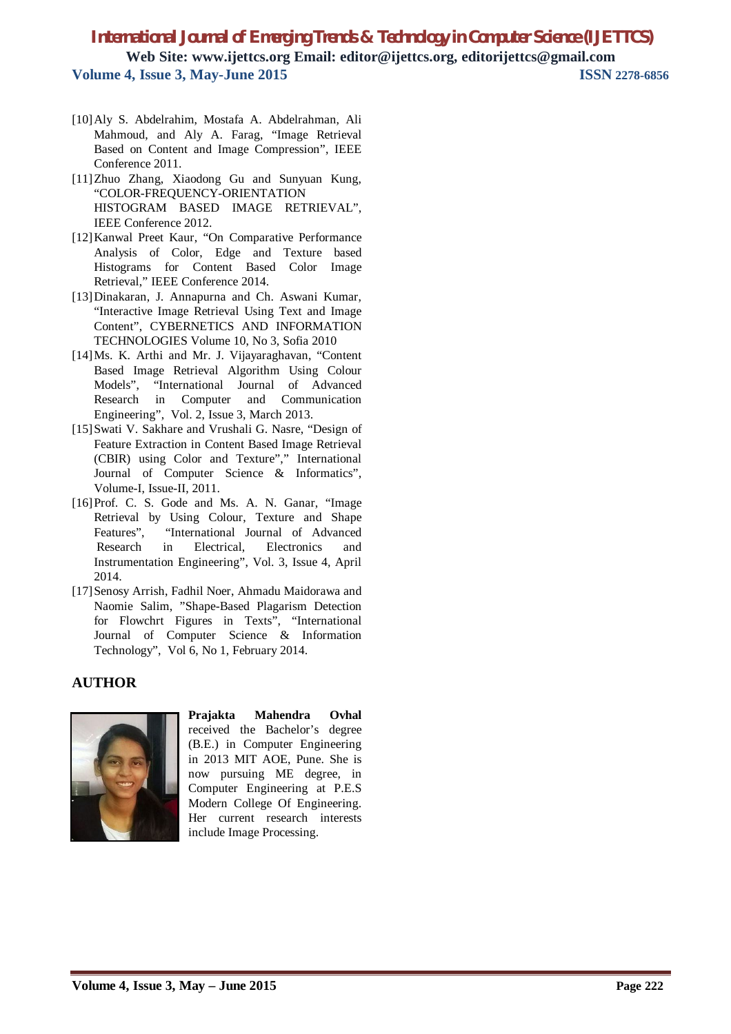[10] Aly S. Abdelrahim, Mostafa A. Abdelrahman, Ali Mahmoud, and Aly A. Farag, "Image Retrieval Based on Content and Image Compression", IEEE Conference 2011.

[11] Zhuo Zhang, Xiaodong Gu and Sunyuan Kung, "COLOR-FREQUENCY-ORIENTATION HISTOGRAM BASED IMAGE RETRIEVAL", IEEE Conference 2012.

[12] Kanwal Preet Kaur, "On Comparative Performance Analysis of Color, Edge and Texture based Histograms for Content Based Color Image Retrieval," IEEE Conference 2014.

[13] Dinakaran, J. Annapurna and Ch. Aswani Kumar, "Interactive Image Retrieval Using Text and Image Content", CYBERNETICS AND INFORMATION TECHNOLOGIES Volume 10, No 3, Sofia 2010

[14] Ms. K. Arthi and Mr. J. Vijayaraghavan, "Content Based Image Retrieval Algorithm Using Colour Models", "International Journal of Advanced Research in Computer and Communication Engineering", Vol. 2, Issue 3, March 2013.

[15] Swati V. Sakhare and Vrushali G. Nasre, "Design of Feature Extraction in Content Based Image Retrieval (CBIR) using Color and Texture"," International Journal of Computer Science & Informatics", Volume-I, Issue-II, 2011.

[16] Prof. C. S. Gode and Ms. A. N. Ganar, "Image Retrieval by Using Colour, Texture and Shape Features", "International Journal of Advanced Research in Electrical, Electronics and Instrumentation Engineering", Vol. 3, Issue 4, April 2014.

[17] Senosy Arrish, Fadhil Noer, Ahmadu Maidorawa and Naomie Salim, "Shape-Based Plagarism Detection for Flowchrt Figures in Texts", "International Journal of Computer Science & Information Technology", Vol 6, No 1, February 2014.

## AUTHOR

**Prajakta Mahendra Ovhal** received the Bachelor's degree (B.E.) in Computer Engineering in 2013 MIT AOE, Pune. She is now pursuing ME degree, in Computer Engineering at P.E.S Modern College Of Engineering. Her current research interests include Image Processing.